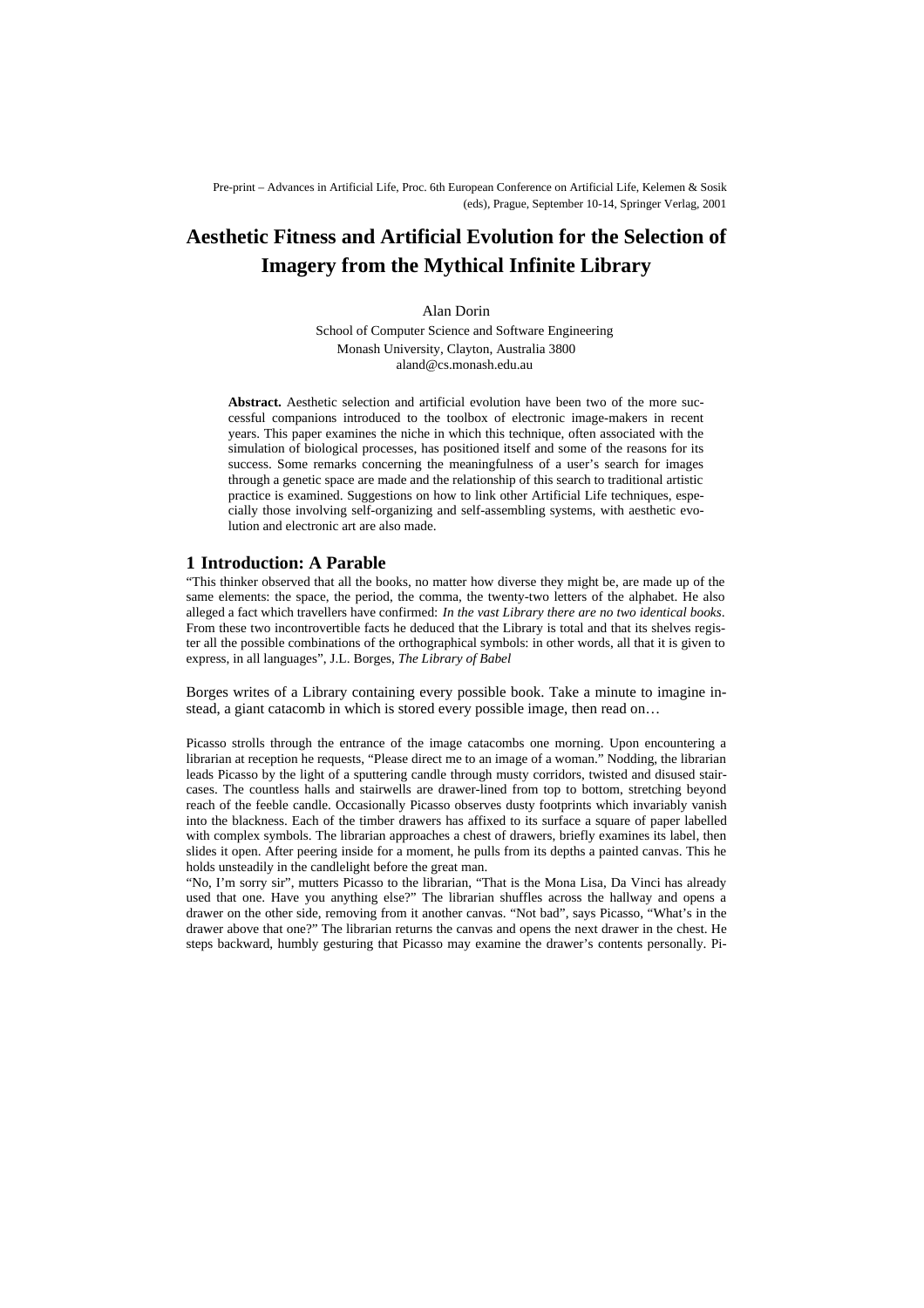Pre-print – Advances in Artificial Life, Proc. 6th European Conference on Artificial Life, Kelemen & Sosik (eds), Prague, September 10-14, Springer Verlag, 2001

# Aesthetic Fitness and Artificial Evolution for the Selection of Imagery from the Mythical Infinite Library

Alan Dorin

School of Computer Science and Software Engineering
Monash University, Clayton, Australia 3800
aland@cs.monash.edu.au

**Abstract.** Aesthetic selection and artificial evolution have been two of the more successful companions introduced to the toolbox of electronic image-makers in recent years. This paper examines the niche in which this technique, often associated with the simulation of biological processes, has positioned itself and some of the reasons for its success. Some remarks concerning the meaningfulness of a user's search for images through a genetic space are made and the relationship of this search to traditional artistic practice is examined. Suggestions on how to link other Artificial Life techniques, especially those involving self-organizing and self-assembling systems, with aesthetic evolution and electronic art are also made.

## 1 Introduction: A Parable

"This thinker observed that all the books, no matter how diverse they might be, are made up of the same elements: the space, the period, the comma, the twenty-two letters of the alphabet. He also alleged a fact which travellers have confirmed: *In the vast Library there are no two identical books*. From these two incontrovertible facts he deduced that the Library is total and that its shelves register all the possible combinations of the orthographical symbols: in other words, all that it is given to express, in all languages", J.L. Borges, *The Library of Babel*

Borges writes of a Library containing every possible book. Take a minute to imagine instead, a giant catacomb in which is stored every possible image, then read on…

Picasso strolls through the entrance of the image catacombs one morning. Upon encountering a librarian at reception he requests, "Please direct me to an image of a woman." Nodding, the librarian leads Picasso by the light of a sputtering candle through musty corridors, twisted and disused staircases. The countless halls and stairwells are drawer-lined from top to bottom, stretching beyond reach of the feeble candle. Occasionally Picasso observes dusty footprints which invariably vanish into the blackness. Each of the timber drawers has affixed to its surface a square of paper labelled with complex symbols. The librarian approaches a chest of drawers, briefly examines its label, then slides it open. After peering inside for a moment, he pulls from its depths a painted canvas. This he holds unsteadily in the candlelight before the great man.

"No, I'm sorry sir", mutters Picasso to the librarian, "That is the Mona Lisa, Da Vinci has already used that one. Have you anything else?" The librarian shuffles across the hallway and opens a drawer on the other side, removing from it another canvas. "Not bad", says Picasso, "What's in the drawer above that one?" The librarian returns the canvas and opens the next drawer in the chest. He steps backward, humbly gesturing that Picasso may examine the drawer's contents personally. Pi-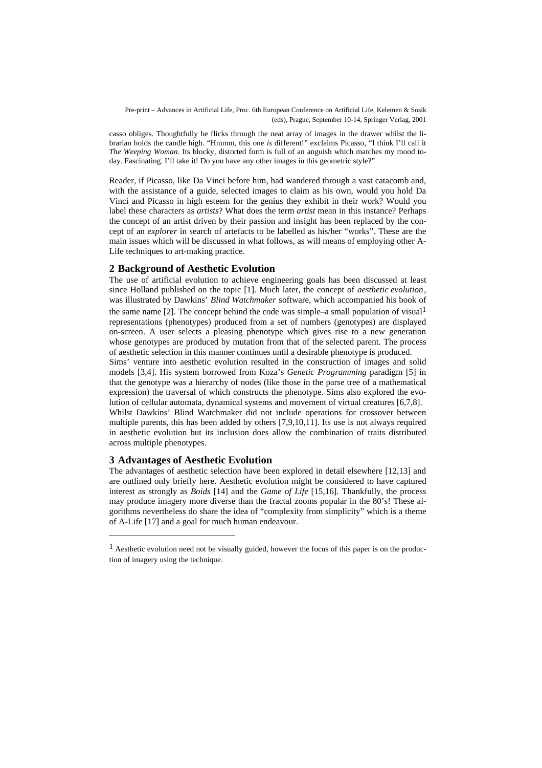casso obliges. Thoughtfully he flicks through the neat array of images in the drawer whilst the librarian holds the candle high. "Hmmm, this one *is* different!" exclaims Picasso, "I think I'll call it *The Weeping Woman*. Its blocky, distorted form is full of an anguish which matches my mood today. Fascinating. I'll take it! Do you have any other images in this geometric style?"

Reader, if Picasso, like Da Vinci before him, had wandered through a vast catacomb and, with the assistance of a guide, selected images to claim as his own, would you hold Da Vinci and Picasso in high esteem for the genius they exhibit in their work? Would you label these characters as *artists*? What does the term *artist* mean in this instance? Perhaps the concept of an artist driven by their passion and insight has been replaced by the concept of an *explorer* in search of artefacts to be labelled as his/her "works". These are the main issues which will be discussed in what follows, as will means of employing other A-Life techniques to art-making practice.

## 2 Background of Aesthetic Evolution

The use of artificial evolution to achieve engineering goals has been discussed at least since Holland published on the topic [1]. Much later, the concept of *aesthetic evolution*, was illustrated by Dawkins' *Blind Watchmaker* software, which accompanied his book of the same name [2]. The concept behind the code was simple–a small population of visual[1] representations (phenotypes) produced from a set of numbers (genotypes) are displayed on-screen. A user selects a pleasing phenotype which gives rise to a new generation whose genotypes are produced by mutation from that of the selected parent. The process of aesthetic selection in this manner continues until a desirable phenotype is produced.

Sims' venture into aesthetic evolution resulted in the construction of images and solid models [3,4]. His system borrowed from Koza's *Genetic Programming* paradigm [5] in that the genotype was a hierarchy of nodes (like those in the parse tree of a mathematical expression) the traversal of which constructs the phenotype. Sims also explored the evolution of cellular automata, dynamical systems and movement of virtual creatures [6,7,8].

Whilst Dawkins' Blind Watchmaker did not include operations for crossover between multiple parents, this has been added by others [7,9,10,11]. Its use is not always required in aesthetic evolution but its inclusion does allow the combination of traits distributed across multiple phenotypes.

## 3 Advantages of Aesthetic Evolution

The advantages of aesthetic selection have been explored in detail elsewhere [12,13] and are outlined only briefly here. Aesthetic evolution might be considered to have captured interest as strongly as *Boids* [14] and the *Game of Life* [15,16]. Thankfully, the process may produce imagery more diverse than the fractal zooms popular in the 80's! These algorithms nevertheless do share the idea of "complexity from simplicity" which is a theme of A-Life [17] and a goal for much human endeavour.

---

[1] Aesthetic evolution need not be visually guided, however the focus of this paper is on the production of imagery using the technique.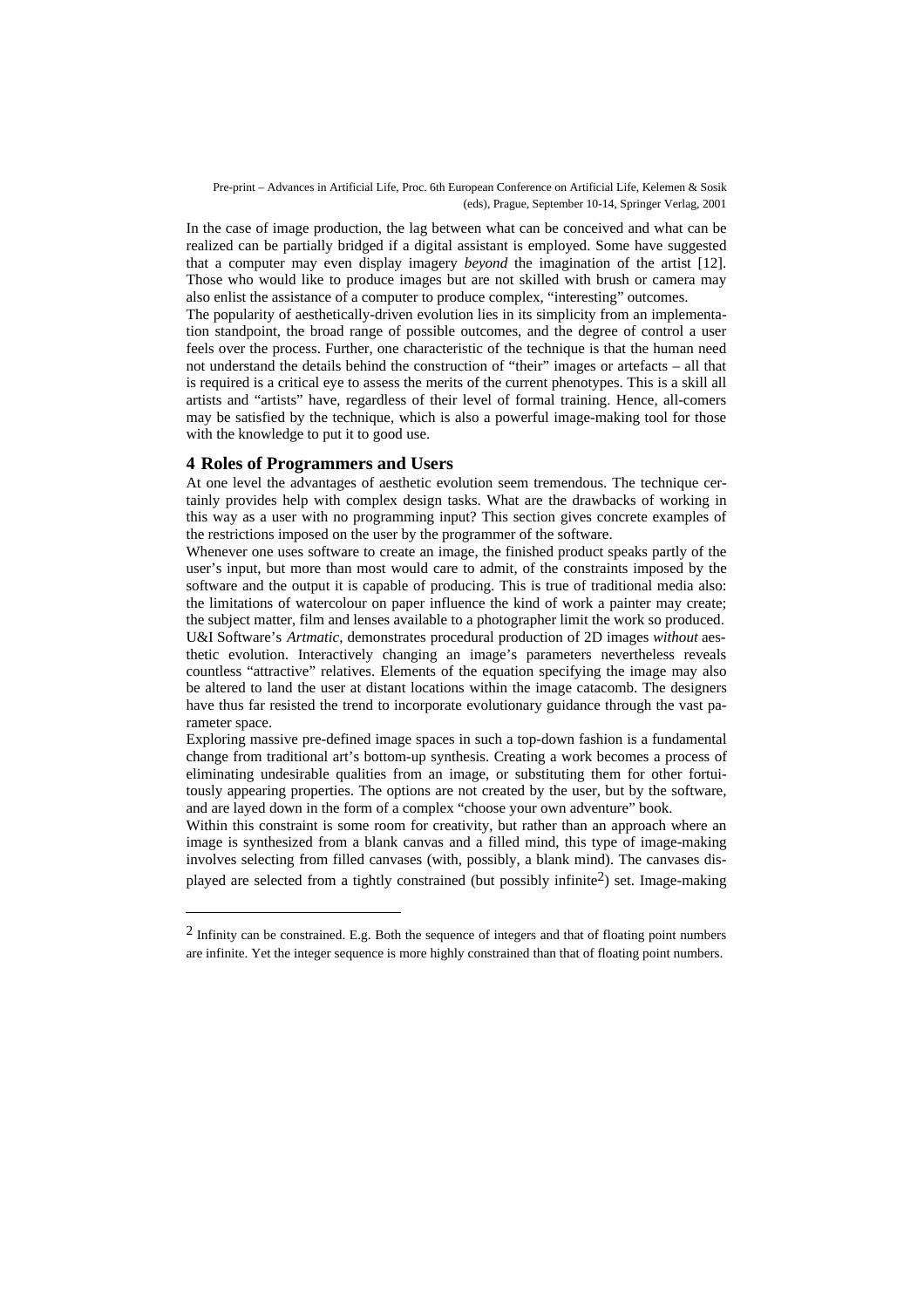In the case of image production, the lag between what can be conceived and what can be realized can be partially bridged if a digital assistant is employed. Some have suggested that a computer may even display imagery *beyond* the imagination of the artist [12]. Those who would like to produce images but are not skilled with brush or camera may also enlist the assistance of a computer to produce complex, "interesting" outcomes.

The popularity of aesthetically-driven evolution lies in its simplicity from an implementation standpoint, the broad range of possible outcomes, and the degree of control a user feels over the process. Further, one characteristic of the technique is that the human need not understand the details behind the construction of "their" images or artefacts – all that is required is a critical eye to assess the merits of the current phenotypes. This is a skill all artists and "artists" have, regardless of their level of formal training. Hence, all-comers may be satisfied by the technique, which is also a powerful image-making tool for those with the knowledge to put it to good use.

## 4 Roles of Programmers and Users

At one level the advantages of aesthetic evolution seem tremendous. The technique certainly provides help with complex design tasks. What are the drawbacks of working in this way as a user with no programming input? This section gives concrete examples of the restrictions imposed on the user by the programmer of the software.

Whenever one uses software to create an image, the finished product speaks partly of the user's input, but more than most would care to admit, of the constraints imposed by the software and the output it is capable of producing. This is true of traditional media also: the limitations of watercolour on paper influence the kind of work a painter may create; the subject matter, film and lenses available to a photographer limit the work so produced.

U&I Software's *Artmatic*, demonstrates procedural production of 2D images *without* aesthetic evolution. Interactively changing an image's parameters nevertheless reveals countless "attractive" relatives. Elements of the equation specifying the image may also be altered to land the user at distant locations within the image catacomb. The designers have thus far resisted the trend to incorporate evolutionary guidance through the vast parameter space.

Exploring massive pre-defined image spaces in such a top-down fashion is a fundamental change from traditional art's bottom-up synthesis. Creating a work becomes a process of eliminating undesirable qualities from an image, or substituting them for other fortuitously appearing properties. The options are not created by the user, but by the software, and are layed down in the form of a complex "choose your own adventure" book.

Within this constraint is some room for creativity, but rather than an approach where an image is synthesized from a blank canvas and a filled mind, this type of image-making involves selecting from filled canvases (with, possibly, a blank mind). The canvases displayed are selected from a tightly constrained (but possibly infinite[2]) set. Image-making

[2] Infinity can be constrained. E.g. Both the sequence of integers and that of floating point numbers are infinite. Yet the integer sequence is more highly constrained than that of floating point numbers.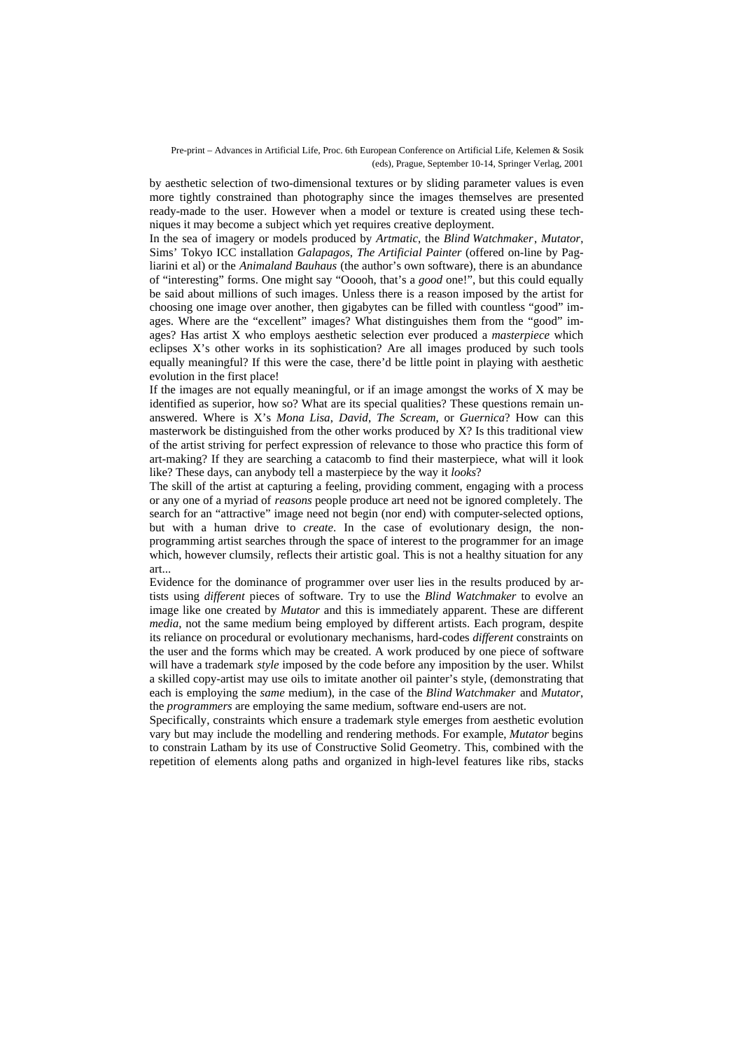by aesthetic selection of two-dimensional textures or by sliding parameter values is even more tightly constrained than photography since the images themselves are presented ready-made to the user. However when a model or texture is created using these techniques it may become a subject which yet requires creative deployment.

In the sea of imagery or models produced by *Artmatic*, the *Blind Watchmaker*, *Mutator*, Sims' Tokyo ICC installation *Galapagos*, *The Artificial Painter* (offered on-line by Pagliarini et al) or the *Animaland Bauhaus* (the author's own software), there is an abundance of "interesting" forms. One might say "Ooooh, that's a *good* one!", but this could equally be said about millions of such images. Unless there is a reason imposed by the artist for choosing one image over another, then gigabytes can be filled with countless "good" images. Where are the "excellent" images? What distinguishes them from the "good" images? Has artist X who employs aesthetic selection ever produced a *masterpiece* which eclipses X's other works in its sophistication? Are all images produced by such tools equally meaningful? If this were the case, there'd be little point in playing with aesthetic evolution in the first place!

If the images are not equally meaningful, or if an image amongst the works of X may be identified as superior, how so? What are its special qualities? These questions remain unanswered. Where is X's *Mona Lisa*, *David*, *The Scream*, or *Guernica*? How can this masterwork be distinguished from the other works produced by X? Is this traditional view of the artist striving for perfect expression of relevance to those who practice this form of art-making? If they are searching a catacomb to find their masterpiece, what will it look like? These days, can anybody tell a masterpiece by the way it *looks*?

The skill of the artist at capturing a feeling, providing comment, engaging with a process or any one of a myriad of *reasons* people produce art need not be ignored completely. The search for an "attractive" image need not begin (nor end) with computer-selected options, but with a human drive to *create*. In the case of evolutionary design, the non-programming artist searches through the space of interest to the programmer for an image which, however clumsily, reflects their artistic goal. This is not a healthy situation for any art...

Evidence for the dominance of programmer over user lies in the results produced by artists using *different* pieces of software. Try to use the *Blind Watchmaker* to evolve an image like one created by *Mutator* and this is immediately apparent. These are different *media*, not the same medium being employed by different artists. Each program, despite its reliance on procedural or evolutionary mechanisms, hard-codes *different* constraints on the user and the forms which may be created. A work produced by one piece of software will have a trademark *style* imposed by the code before any imposition by the user. Whilst a skilled copy-artist may use oils to imitate another oil painter's style, (demonstrating that each is employing the *same* medium), in the case of the *Blind Watchmaker* and *Mutator*, the *programmers* are employing the same medium, software end-users are not.

Specifically, constraints which ensure a trademark style emerges from aesthetic evolution vary but may include the modelling and rendering methods. For example, *Mutator* begins to constrain Latham by its use of Constructive Solid Geometry. This, combined with the repetition of elements along paths and organized in high-level features like ribs, stacks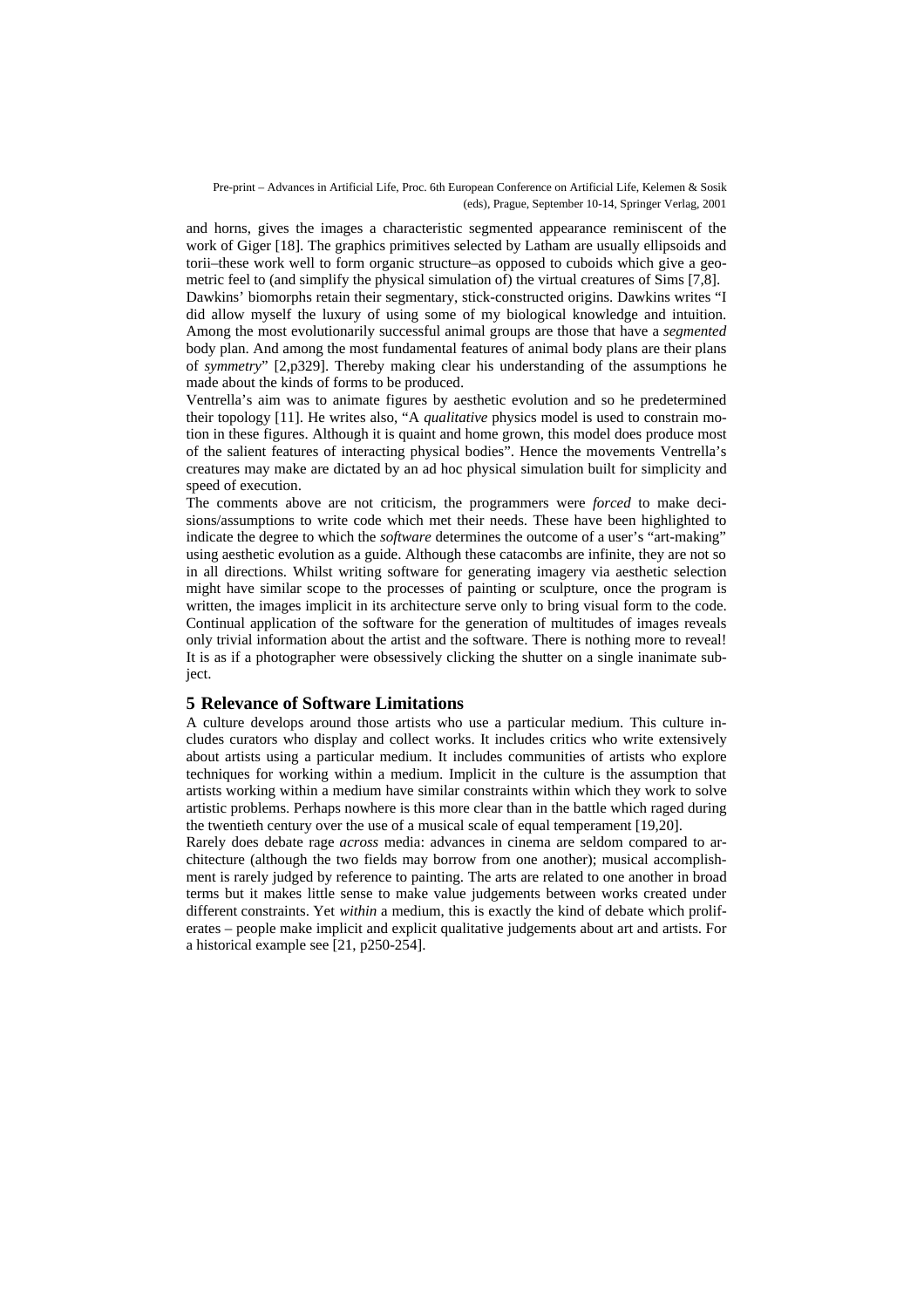and horns, gives the images a characteristic segmented appearance reminiscent of the work of Giger [18]. The graphics primitives selected by Latham are usually ellipsoids and torii–these work well to form organic structure–as opposed to cuboids which give a geometric feel to (and simplify the physical simulation of) the virtual creatures of Sims [7,8].

Dawkins' biomorphs retain their segmentary, stick-constructed origins. Dawkins writes "I did allow myself the luxury of using some of my biological knowledge and intuition. Among the most evolutionarily successful animal groups are those that have a *segmented* body plan. And among the most fundamental features of animal body plans are their plans of *symmetry*" [2,p329]. Thereby making clear his understanding of the assumptions he made about the kinds of forms to be produced.

Ventrella's aim was to animate figures by aesthetic evolution and so he predetermined their topology [11]. He writes also, "A *qualitative* physics model is used to constrain motion in these figures. Although it is quaint and home grown, this model does produce most of the salient features of interacting physical bodies". Hence the movements Ventrella's creatures may make are dictated by an ad hoc physical simulation built for simplicity and speed of execution.

The comments above are not criticism, the programmers were *forced* to make decisions/assumptions to write code which met their needs. These have been highlighted to indicate the degree to which the *software* determines the outcome of a user's "art-making" using aesthetic evolution as a guide. Although these catacombs are infinite, they are not so in all directions. Whilst writing software for generating imagery via aesthetic selection might have similar scope to the processes of painting or sculpture, once the program is written, the images implicit in its architecture serve only to bring visual form to the code. Continual application of the software for the generation of multitudes of images reveals only trivial information about the artist and the software. There is nothing more to reveal! It is as if a photographer were obsessively clicking the shutter on a single inanimate subject.

## 5 Relevance of Software Limitations

A culture develops around those artists who use a particular medium. This culture includes curators who display and collect works. It includes critics who write extensively about artists using a particular medium. It includes communities of artists who explore techniques for working within a medium. Implicit in the culture is the assumption that artists working within a medium have similar constraints within which they work to solve artistic problems. Perhaps nowhere is this more clear than in the battle which raged during the twentieth century over the use of a musical scale of equal temperament [19,20].

Rarely does debate rage *across* media: advances in cinema are seldom compared to architecture (although the two fields may borrow from one another); musical accomplishment is rarely judged by reference to painting. The arts are related to one another in broad terms but it makes little sense to make value judgements between works created under different constraints. Yet *within* a medium, this is exactly the kind of debate which proliferates – people make implicit and explicit qualitative judgements about art and artists. For a historical example see [21, p250-254].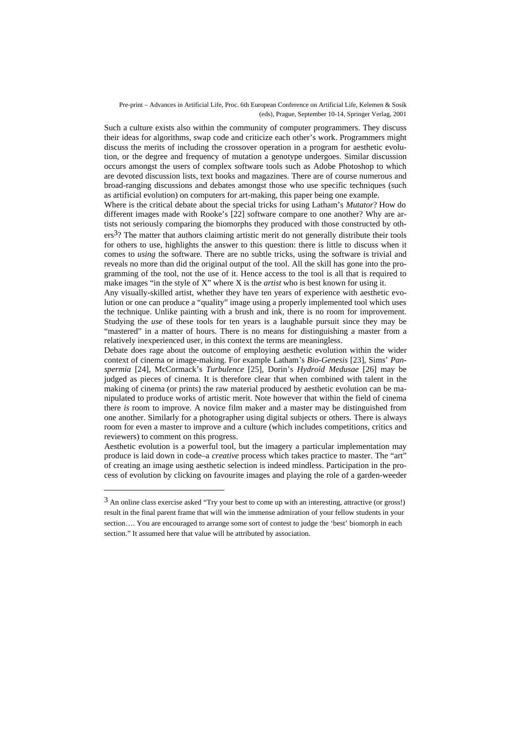Such a culture exists also within the community of computer programmers. They discuss their ideas for algorithms, swap code and criticize each other's work. Programmers might discuss the merits of including the crossover operation in a program for aesthetic evolution, or the degree and frequency of mutation a genotype undergoes. Similar discussion occurs amongst the users of complex software tools such as Adobe Photoshop to which are devoted discussion lists, text books and magazines. There are of course numerous and broad-ranging discussions and debates amongst those who use specific techniques (such as artificial evolution) on computers for art-making, this paper being one example.

Where is the critical debate about the special tricks for using Latham's *Mutator*? How do different images made with Rooke's [22] software compare to one another? Why are artists not seriously comparing the biomorphs they produced with those constructed by others[3]? The matter that authors claiming artistic merit do not generally distribute their tools for others to use, highlights the answer to this question: there is little to discuss when it comes to *using* the software. There are no subtle tricks, using the software is trivial and reveals no more than did the original output of the tool. All the skill has gone into the programming of the tool, not the use of it. Hence access to the tool is all that is required to make images "in the style of X" where X is the *artist* who is best known for using it.

Any visually-skilled artist, whether they have ten years of experience with aesthetic evolution or one can produce a "quality" image using a properly implemented tool which uses the technique. Unlike painting with a brush and ink, there is no room for improvement. Studying the *use* of these tools for ten years is a laughable pursuit since they may be "mastered" in a matter of hours. There is no means for distinguishing a master from a relatively inexperienced user, in this context the terms are meaningless.

Debate does rage about the outcome of employing aesthetic evolution within the wider context of cinema or image-making. For example Latham's *Bio-Genesis* [23], Sims' *Panspermia* [24], McCormack's *Turbulence* [25], Dorin's *Hydroid Medusae* [26] may be judged as pieces of cinema. It is therefore clear that when combined with talent in the making of cinema (or prints) the raw material produced by aesthetic evolution can be manipulated to produce works of artistic merit. Note however that within the field of cinema there *is* room to improve. A novice film maker and a master may be distinguished from one another. Similarly for a photographer using digital subjects or others. There is always room for even a master to improve and a culture (which includes competitions, critics and reviewers) to comment on this progress.

Aesthetic evolution is a powerful tool, but the imagery a particular implementation may produce is laid down in code–a *creative* process which takes practice to master. The "art" of creating an image using aesthetic selection is indeed mindless. Participation in the process of evolution by clicking on favourite images and playing the role of a garden-weeder

---

[3] An online class exercise asked "Try your best to come up with an interesting, attractive (or gross!) result in the final parent frame that will win the immense admiration of your fellow students in your section…. You are encouraged to arrange some sort of contest to judge the 'best' biomorph in each section." It assumed here that value will be attributed by association.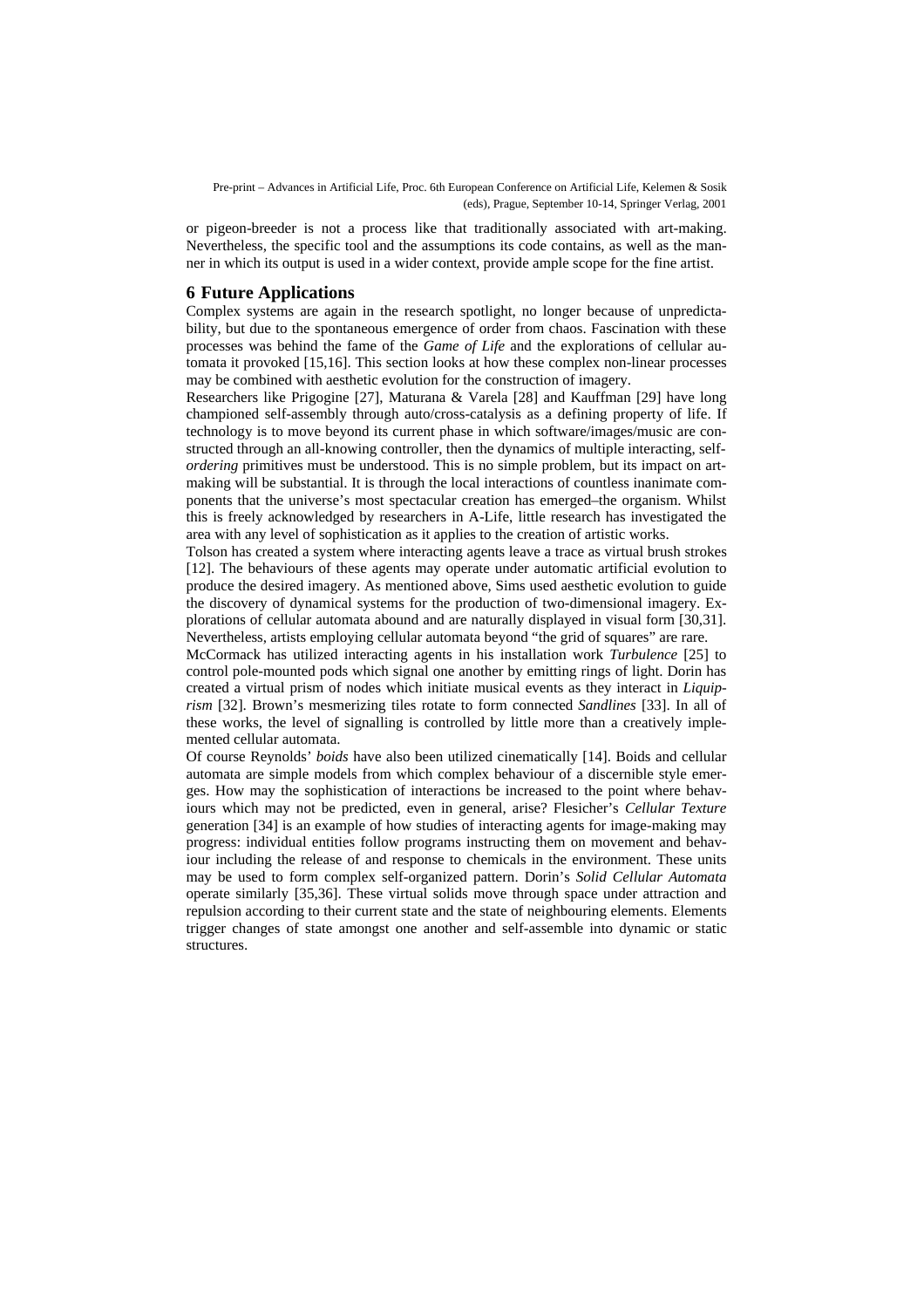or pigeon-breeder is not a process like that traditionally associated with art-making. Nevertheless, the specific tool and the assumptions its code contains, as well as the manner in which its output is used in a wider context, provide ample scope for the fine artist.

## 6 Future Applications

Complex systems are again in the research spotlight, no longer because of unpredictability, but due to the spontaneous emergence of order from chaos. Fascination with these processes was behind the fame of the *Game of Life* and the explorations of cellular automata it provoked [15,16]. This section looks at how these complex non-linear processes may be combined with aesthetic evolution for the construction of imagery.

Researchers like Prigogine [27], Maturana & Varela [28] and Kauffman [29] have long championed self-assembly through auto/cross-catalysis as a defining property of life. If technology is to move beyond its current phase in which software/images/music are constructed through an all-knowing controller, then the dynamics of multiple interacting, self-*ordering* primitives must be understood. This is no simple problem, but its impact on art-making will be substantial. It is through the local interactions of countless inanimate components that the universe's most spectacular creation has emerged–the organism. Whilst this is freely acknowledged by researchers in A-Life, little research has investigated the area with any level of sophistication as it applies to the creation of artistic works.

Tolson has created a system where interacting agents leave a trace as virtual brush strokes [12]. The behaviours of these agents may operate under automatic artificial evolution to produce the desired imagery. As mentioned above, Sims used aesthetic evolution to guide the discovery of dynamical systems for the production of two-dimensional imagery. Explorations of cellular automata abound and are naturally displayed in visual form [30,31]. Nevertheless, artists employing cellular automata beyond "the grid of squares" are rare.

McCormack has utilized interacting agents in his installation work *Turbulence* [25] to control pole-mounted pods which signal one another by emitting rings of light. Dorin has created a virtual prism of nodes which initiate musical events as they interact in *Liquiprism* [32]. Brown's mesmerizing tiles rotate to form connected *Sandlines* [33]. In all of these works, the level of signalling is controlled by little more than a creatively implemented cellular automata.

Of course Reynolds' *boids* have also been utilized cinematically [14]. Boids and cellular automata are simple models from which complex behaviour of a discernible style emerges. How may the sophistication of interactions be increased to the point where behaviours which may not be predicted, even in general, arise? Flesicher's *Cellular Texture* generation [34] is an example of how studies of interacting agents for image-making may progress: individual entities follow programs instructing them on movement and behaviour including the release of and response to chemicals in the environment. These units may be used to form complex self-organized pattern. Dorin's *Solid Cellular Automata* operate similarly [35,36]. These virtual solids move through space under attraction and repulsion according to their current state and the state of neighbouring elements. Elements trigger changes of state amongst one another and self-assemble into dynamic or static structures.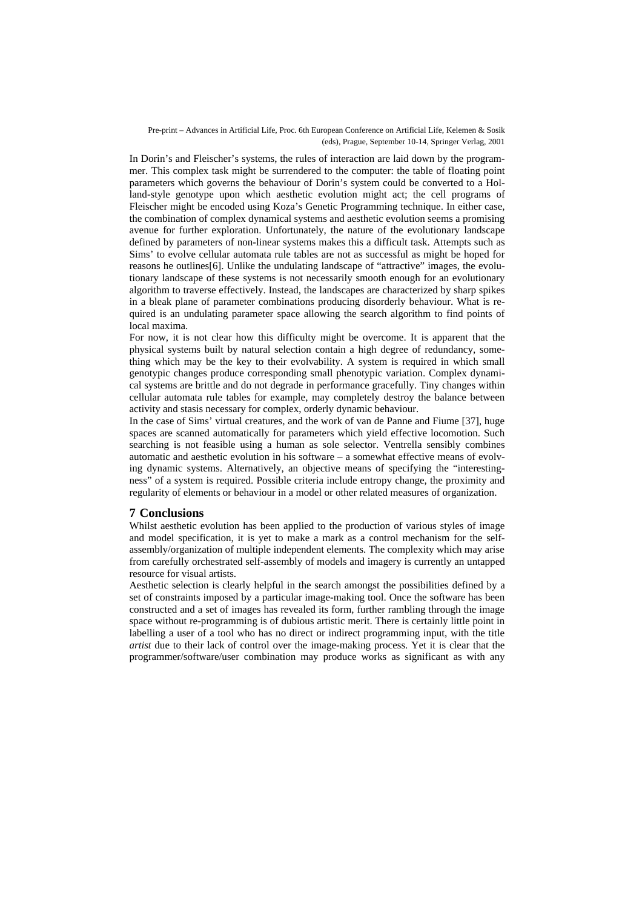In Dorin's and Fleischer's systems, the rules of interaction are laid down by the programmer. This complex task might be surrendered to the computer: the table of floating point parameters which governs the behaviour of Dorin's system could be converted to a Holland-style genotype upon which aesthetic evolution might act; the cell programs of Fleischer might be encoded using Koza's Genetic Programming technique. In either case, the combination of complex dynamical systems and aesthetic evolution seems a promising avenue for further exploration. Unfortunately, the nature of the evolutionary landscape defined by parameters of non-linear systems makes this a difficult task. Attempts such as Sims' to evolve cellular automata rule tables are not as successful as might be hoped for reasons he outlines[6]. Unlike the undulating landscape of "attractive" images, the evolutionary landscape of these systems is not necessarily smooth enough for an evolutionary algorithm to traverse effectively. Instead, the landscapes are characterized by sharp spikes in a bleak plane of parameter combinations producing disorderly behaviour. What is required is an undulating parameter space allowing the search algorithm to find points of local maxima.

For now, it is not clear how this difficulty might be overcome. It is apparent that the physical systems built by natural selection contain a high degree of redundancy, something which may be the key to their evolvability. A system is required in which small genotypic changes produce corresponding small phenotypic variation. Complex dynamical systems are brittle and do not degrade in performance gracefully. Tiny changes within cellular automata rule tables for example, may completely destroy the balance between activity and stasis necessary for complex, orderly dynamic behaviour.

In the case of Sims' virtual creatures, and the work of van de Panne and Fiume [37], huge spaces are scanned automatically for parameters which yield effective locomotion. Such searching is not feasible using a human as sole selector. Ventrella sensibly combines automatic and aesthetic evolution in his software – a somewhat effective means of evolving dynamic systems. Alternatively, an objective means of specifying the "interestingness" of a system is required. Possible criteria include entropy change, the proximity and regularity of elements or behaviour in a model or other related measures of organization.

## 7 Conclusions

Whilst aesthetic evolution has been applied to the production of various styles of image and model specification, it is yet to make a mark as a control mechanism for the self-assembly/organization of multiple independent elements. The complexity which may arise from carefully orchestrated self-assembly of models and imagery is currently an untapped resource for visual artists.

Aesthetic selection is clearly helpful in the search amongst the possibilities defined by a set of constraints imposed by a particular image-making tool. Once the software has been constructed and a set of images has revealed its form, further rambling through the image space without re-programming is of dubious artistic merit. There is certainly little point in labelling a user of a tool who has no direct or indirect programming input, with the title *artist* due to their lack of control over the image-making process. Yet it is clear that the programmer/software/user combination may produce works as significant as with any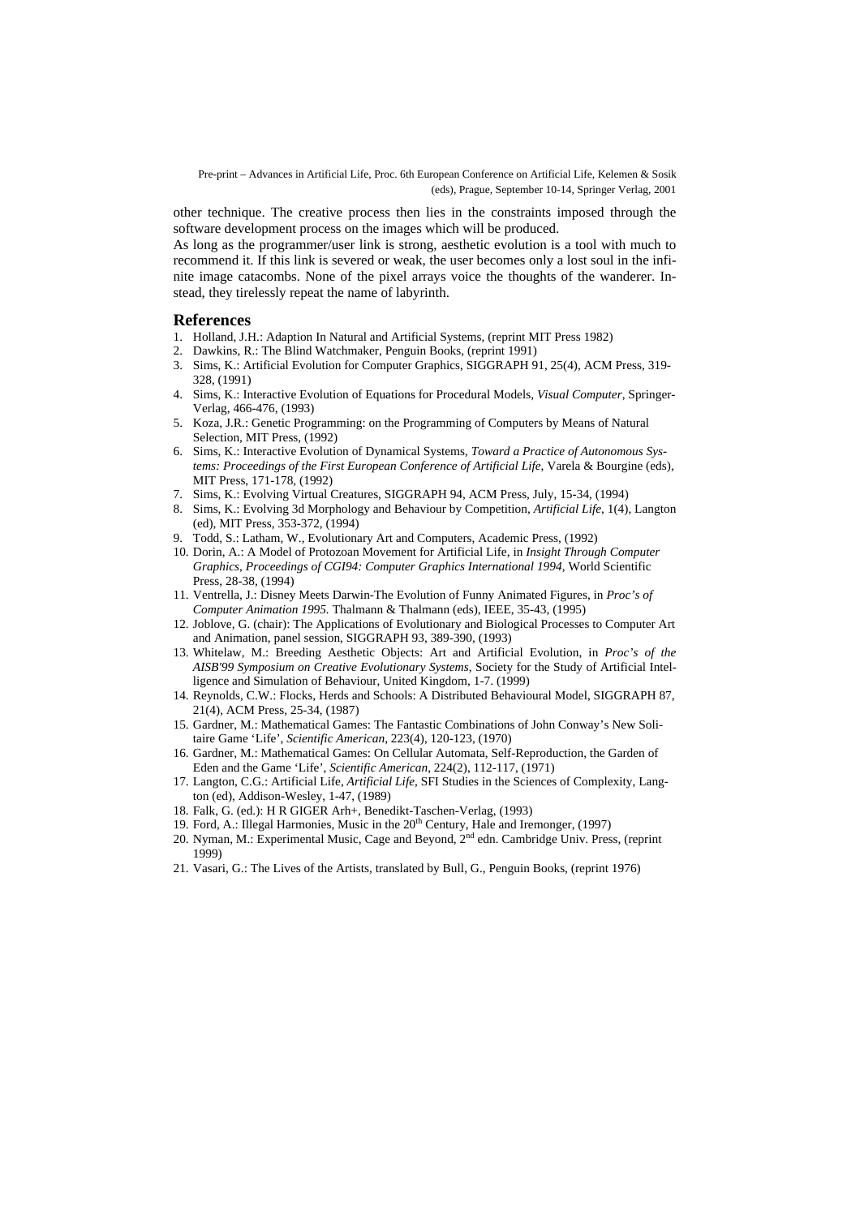other technique. The creative process then lies in the constraints imposed through the software development process on the images which will be produced.

As long as the programmer/user link is strong, aesthetic evolution is a tool with much to recommend it. If this link is severed or weak, the user becomes only a lost soul in the infinite image catacombs. None of the pixel arrays voice the thoughts of the wanderer. Instead, they tirelessly repeat the name of labyrinth.

## References

1. Holland, J.H.: Adaption In Natural and Artificial Systems, (reprint MIT Press 1982)
2. Dawkins, R.: The Blind Watchmaker, Penguin Books, (reprint 1991)
3. Sims, K.: Artificial Evolution for Computer Graphics, SIGGRAPH 91, 25(4), ACM Press, 319-328, (1991)
4. Sims, K.: Interactive Evolution of Equations for Procedural Models, *Visual Computer*, Springer-Verlag, 466-476, (1993)
5. Koza, J.R.: Genetic Programming: on the Programming of Computers by Means of Natural Selection, MIT Press, (1992)
6. Sims, K.: Interactive Evolution of Dynamical Systems, *Toward a Practice of Autonomous Systems: Proceedings of the First European Conference of Artificial Life*, Varela & Bourgine (eds), MIT Press, 171-178, (1992)
7. Sims, K.: Evolving Virtual Creatures, SIGGRAPH 94, ACM Press, July, 15-34, (1994)
8. Sims, K.: Evolving 3d Morphology and Behaviour by Competition, *Artificial Life*, 1(4), Langton (ed), MIT Press, 353-372, (1994)
9. Todd, S.: Latham, W., Evolutionary Art and Computers, Academic Press, (1992)
10. Dorin, A.: A Model of Protozoan Movement for Artificial Life, in *Insight Through Computer Graphics, Proceedings of CGI94: Computer Graphics International 1994*, World Scientific Press, 28-38, (1994)
11. Ventrella, J.: Disney Meets Darwin-The Evolution of Funny Animated Figures, in *Proc's of Computer Animation 1995*. Thalmann & Thalmann (eds), IEEE, 35-43, (1995)
12. Joblove, G. (chair): The Applications of Evolutionary and Biological Processes to Computer Art and Animation, panel session, SIGGRAPH 93, 389-390, (1993)
13. Whitelaw, M.: Breeding Aesthetic Objects: Art and Artificial Evolution, in *Proc's of the AISB'99 Symposium on Creative Evolutionary Systems*, Society for the Study of Artificial Intelligence and Simulation of Behaviour, United Kingdom, 1-7. (1999)
14. Reynolds, C.W.: Flocks, Herds and Schools: A Distributed Behavioural Model, SIGGRAPH 87, 21(4), ACM Press, 25-34, (1987)
15. Gardner, M.: Mathematical Games: The Fantastic Combinations of John Conway's New Solitaire Game 'Life', *Scientific American*, 223(4), 120-123, (1970)
16. Gardner, M.: Mathematical Games: On Cellular Automata, Self-Reproduction, the Garden of Eden and the Game 'Life', *Scientific American*, 224(2), 112-117, (1971)
17. Langton, C.G.: Artificial Life, *Artificial Life*, SFI Studies in the Sciences of Complexity, Langton (ed), Addison-Wesley, 1-47, (1989)
18. Falk, G. (ed.): H R GIGER Arh+, Benedikt-Taschen-Verlag, (1993)
19. Ford, A.: Illegal Harmonies, Music in the 20th Century, Hale and Iremonger, (1997)
20. Nyman, M.: Experimental Music, Cage and Beyond, 2nd edn. Cambridge Univ. Press, (reprint 1999)
21. Vasari, G.: The Lives of the Artists, translated by Bull, G., Penguin Books, (reprint 1976)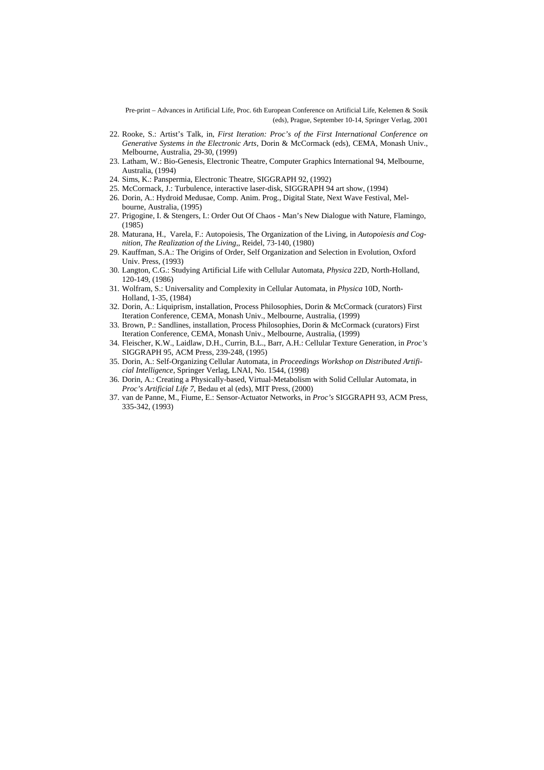22. Rooke, S.: Artist's Talk, in, *First Iteration: Proc's of the First International Conference on Generative Systems in the Electronic Arts*, Dorin & McCormack (eds), CEMA, Monash Univ., Melbourne, Australia, 29-30, (1999)
23. Latham, W.: Bio-Genesis, Electronic Theatre, Computer Graphics International 94, Melbourne, Australia, (1994)
24. Sims, K.: Panspermia, Electronic Theatre, SIGGRAPH 92, (1992)
25. McCormack, J.: Turbulence, interactive laser-disk, SIGGRAPH 94 art show, (1994)
26. Dorin, A.: Hydroid Medusae, Comp. Anim. Prog., Digital State, Next Wave Festival, Melbourne, Australia, (1995)
27. Prigogine, I. & Stengers, I.: Order Out Of Chaos - Man's New Dialogue with Nature, Flamingo, (1985)
28. Maturana, H., Varela, F.: Autopoiesis, The Organization of the Living, in *Autopoiesis and Cognition, The Realization of the Living*,, Reidel, 73-140, (1980)
29. Kauffman, S.A.: The Origins of Order, Self Organization and Selection in Evolution, Oxford Univ. Press, (1993)
30. Langton, C.G.: Studying Artificial Life with Cellular Automata, *Physica* 22D, North-Holland, 120-149, (1986)
31. Wolfram, S.: Universality and Complexity in Cellular Automata, in *Physica* 10D, North-Holland, 1-35, (1984)
32. Dorin, A.: Liquiprism, installation, Process Philosophies, Dorin & McCormack (curators) First Iteration Conference, CEMA, Monash Univ., Melbourne, Australia, (1999)
33. Brown, P.: Sandlines, installation, Process Philosophies, Dorin & McCormack (curators) First Iteration Conference, CEMA, Monash Univ., Melbourne, Australia, (1999)
34. Fleischer, K.W., Laidlaw, D.H., Currin, B.L., Barr, A.H.: Cellular Texture Generation, in *Proc's* SIGGRAPH 95, ACM Press, 239-248, (1995)
35. Dorin, A.: Self-Organizing Cellular Automata, in *Proceedings Workshop on Distributed Artificial Intelligence*, Springer Verlag, LNAI, No. 1544, (1998)
36. Dorin, A.: Creating a Physically-based, Virtual-Metabolism with Solid Cellular Automata, in *Proc's Artificial Life 7*, Bedau et al (eds), MIT Press, (2000)
37. van de Panne, M., Fiume, E.: Sensor-Actuator Networks, in *Proc's* SIGGRAPH 93, ACM Press, 335-342, (1993)